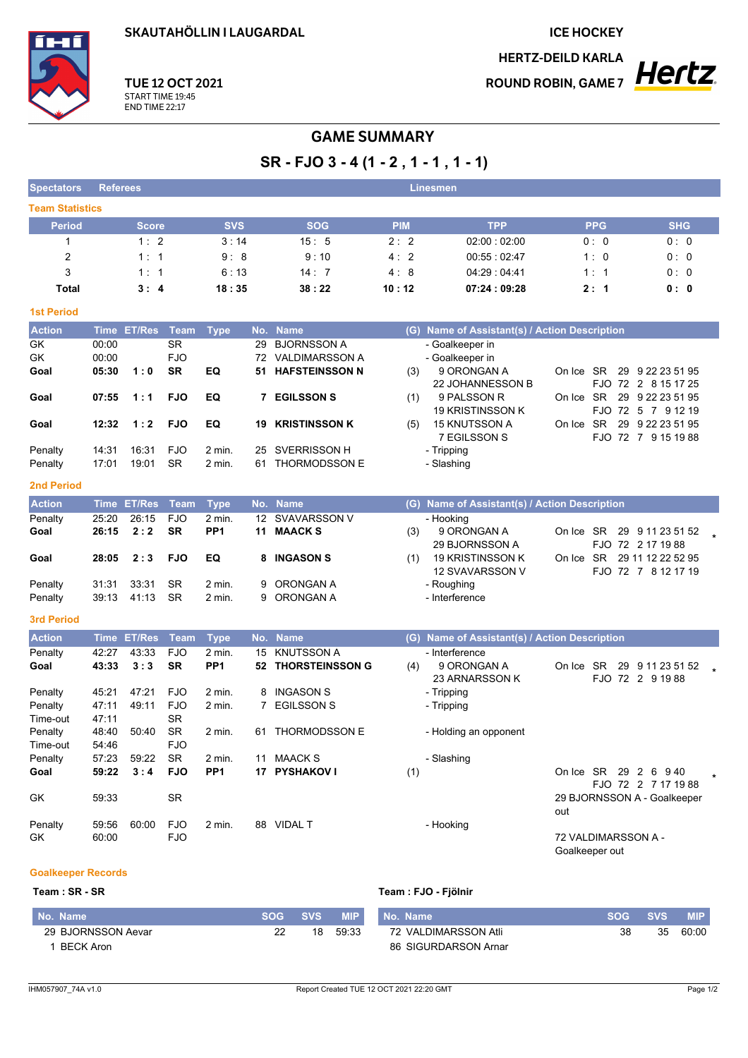SKAUTAHÖLLIN I LAUGARDAL

ICE HOCKEY

HERTZ-DEILD KARLA

ROUND ROBIN, GAME 7

**TUE 12 OCT 2021**
START TIME 19:45
END TIME 22:17

# GAME SUMMARY

## SR - FJO 3 - 4 (1 - 2 , 1 - 1 , 1 - 1)

| Spectators | Referees | Linesmen |
|---|---|---|

### Team Statistics

| Period | Score | SVS | SOG | PIM | TPP | PPG | SHG |
|---|---|---|---|---|---|---|---|
| 1 | 1 : 2 | 3 : 14 | 15 : 5 | 2 : 2 | 02:00 : 02:00 | 0 : 0 | 0 : 0 |
| 2 | 1 : 1 | 9 : 8 | 9 : 10 | 4 : 2 | 00:55 : 02:47 | 1 : 0 | 0 : 0 |
| 3 | 1 : 1 | 6 : 13 | 14 : 7 | 4 : 8 | 04:29 : 04:41 | 1 : 1 | 0 : 0 |
| **Total** | **3 : 4** | **18 : 35** | **38 : 22** | **10 : 12** | **07:24 : 09:28** | **2 : 1** | **0 : 0** |

### 1st Period

| Action | Time | ET/Res | Team | Type | No. | Name | (G) | Name of Assistant(s) / Action Description | |
|---|---|---|---|---|---|---|---|---|---|
| GK | 00:00 | | SR | | 29 | BJORNSSON A | | - Goalkeeper in | |
| GK | 00:00 | | FJO | | 72 | VALDIMARSSON A | | - Goalkeeper in | |
| **Goal** | **05:30** | **1 : 0** | **SR** | **EQ** | **51** | **HAFSTEINSSON N** | (3) | 9 ORONGAN A<br>22 JOHANNESSON B | On Ice SR 29 9 22 23 51 95<br>FJO 72 2 8 15 17 25 |
| **Goal** | **07:55** | **1 : 1** | **FJO** | **EQ** | **7** | **EGILSSON S** | (1) | 9 PALSSON R<br>19 KRISTINSSON K | On Ice SR 29 9 22 23 51 95<br>FJO 72 5 7 9 12 19 |
| **Goal** | **12:32** | **1 : 2** | **FJO** | **EQ** | **19** | **KRISTINSSON K** | (5) | 15 KNUTSSON A<br>7 EGILSSON S | On Ice SR 29 9 22 23 51 95<br>FJO 72 7 9 15 19 88 |
| Penalty | 14:31 | 16:31 | FJO | 2 min. | 25 | SVERRISSON H | | - Tripping | |
| Penalty | 17:01 | 19:01 | SR | 2 min. | 61 | THORMODSSON E | | - Slashing | |

### 2nd Period

| Action | Time | ET/Res | Team | Type | No. | Name | (G) | Name of Assistant(s) / Action Description | |
|---|---|---|---|---|---|---|---|---|---|
| Penalty | 25:20 | 26:15 | FJO | 2 min. | 12 | SVAVARSSON V | | - Hooking | |
| **Goal** | **26:15** | **2 : 2** | **SR** | **PP1** | **11** | **MAACK S** | (3) | 9 ORONGAN A<br>29 BJORNSSON A | On Ice SR 29 9 11 23 51 52 *<br>FJO 72 2 17 19 88 |
| **Goal** | **28:05** | **2 : 3** | **FJO** | **EQ** | **8** | **INGASON S** | (1) | 19 KRISTINSSON K<br>12 SVAVARSSON V | On Ice SR 29 11 12 22 52 95<br>FJO 72 7 8 12 17 19 |
| Penalty | 31:31 | 33:31 | SR | 2 min. | 9 | ORONGAN A | | - Roughing | |
| Penalty | 39:13 | 41:13 | SR | 2 min. | 9 | ORONGAN A | | - Interference | |

### 3rd Period

| Action | Time | ET/Res | Team | Type | No. | Name | (G) | Name of Assistant(s) / Action Description | |
|---|---|---|---|---|---|---|---|---|---|
| Penalty | 42:27 | 43:33 | FJO | 2 min. | 15 | KNUTSSON A | | - Interference | |
| **Goal** | **43:33** | **3 : 3** | **SR** | **PP1** | **52** | **THORSTEINSSON G** | (4) | 9 ORONGAN A<br>23 ARNARSSON K | On Ice SR 29 9 11 23 51 52 *<br>FJO 72 2 9 19 88 |
| Penalty | 45:21 | 47:21 | FJO | 2 min. | 8 | INGASON S | | - Tripping | |
| Penalty | 47:11 | 49:11 | FJO | 2 min. | 7 | EGILSSON S | | - Tripping | |
| Time-out | 47:11 | | SR | | | | | | |
| Penalty | 48:40 | 50:40 | SR | 2 min. | 61 | THORMODSSON E | | - Holding an opponent | |
| Time-out | 54:46 | | FJO | | | | | | |
| Penalty | 57:23 | 59:22 | SR | 2 min. | 11 | MAACK S | | - Slashing | |
| **Goal** | **59:22** | **3 : 4** | **FJO** | **PP1** | **17** | **PYSHAKOV I** | (1) | | On Ice SR 29 2 6 9 40 *<br>FJO 72 2 7 17 19 88 |
| GK | 59:33 | | SR | | | | | | 29 BJORNSSON A - Goalkeeper out |
| Penalty | 59:56 | 60:00 | FJO | 2 min. | 88 | VIDAL T | | - Hooking | |
| GK | 60:00 | | FJO | | | | | | 72 VALDIMARSSON A - Goalkeeper out |

### Goalkeeper Records

**Team : SR - SR**

| No. Name | SOG | SVS | MIP |
|---|---|---|---|
| 29 BJORNSSON Aevar | 22 | 18 | 59:33 |
| 1 BECK Aron | | | |

**Team : FJO - Fjölnir**

| No. Name | SOG | SVS | MIP |
|---|---|---|---|
| 72 VALDIMARSSON Atli | 38 | 35 | 60:00 |
| 86 SIGURDARSON Arnar | | | |

IHM057907_74A v1.0 Report Created TUE 12 OCT 2021 22:20 GMT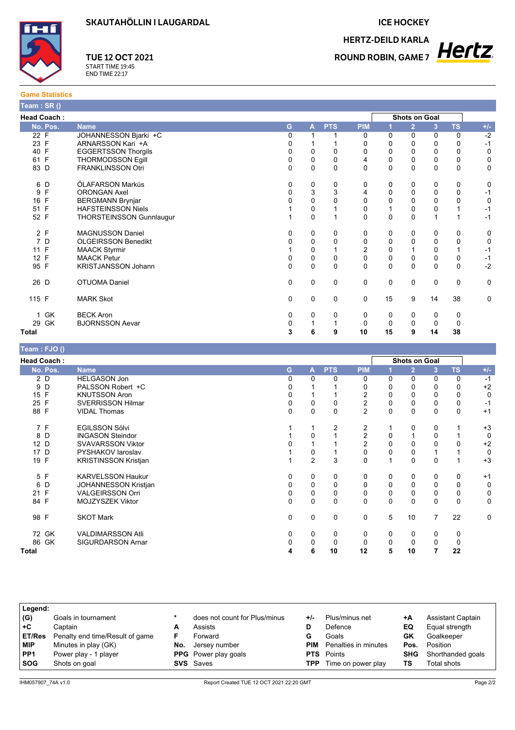SKAUTAHÖLLIN I LAUGARDAL

TUE 12 OCT 2021
START TIME 19:45
END TIME 22:17

ICE HOCKEY

HERTZ-DEILD KARLA

ROUND ROBIN, GAME 7

## Game Statistics

### Team : SR ()

Head Coach :

| No. | Pos. | Name | G | A | PTS | PIM | Shots on Goal 1 | 2 | 3 | TS | +/- |
|---|---|---|---|---|---|---|---|---|---|---|---|
| 22 | F | JOHANNESSON Bjarki +C | 0 | 1 | 1 | 0 | 0 | 0 | 0 | 0 | -2 |
| 23 | F | ARNARSSON Kari +A | 0 | 1 | 1 | 0 | 0 | 0 | 0 | 0 | -1 |
| 40 | F | EGGERTSSON Thorgils | 0 | 0 | 0 | 0 | 0 | 0 | 0 | 0 | 0 |
| 61 | F | THORMODSSON Egill | 0 | 0 | 0 | 4 | 0 | 0 | 0 | 0 | 0 |
| 83 | D | FRANKLINSSON Otri | 0 | 0 | 0 | 0 | 0 | 0 | 0 | 0 | 0 |
| 6 | D | ÓLAFARSON Markús | 0 | 0 | 0 | 0 | 0 | 0 | 0 | 0 | 0 |
| 9 | F | ORONGAN Axel | 0 | 3 | 3 | 4 | 0 | 0 | 0 | 0 | -1 |
| 16 | F | BERGMANN Brynjar | 0 | 0 | 0 | 0 | 0 | 0 | 0 | 0 | 0 |
| 51 | F | HAFSTEINSSON Niels | 1 | 0 | 1 | 0 | 1 | 0 | 0 | 1 | -1 |
| 52 | F | THORSTEINSSON Gunnlaugur | 1 | 0 | 1 | 0 | 0 | 0 | 1 | 1 | -1 |
| 2 | F | MAGNUSSON Daniel | 0 | 0 | 0 | 0 | 0 | 0 | 0 | 0 | 0 |
| 7 | D | OLGEIRSSON Benedikt | 0 | 0 | 0 | 0 | 0 | 0 | 0 | 0 | 0 |
| 11 | F | MAACK Styrmir | 1 | 0 | 1 | 2 | 0 | 1 | 0 | 1 | -1 |
| 12 | F | MAACK Petur | 0 | 0 | 0 | 0 | 0 | 0 | 0 | 0 | -1 |
| 95 | F | KRISTJANSSON Johann | 0 | 0 | 0 | 0 | 0 | 0 | 0 | 0 | -2 |
| 26 | D | OTUOMA Daniel | 0 | 0 | 0 | 0 | 0 | 0 | 0 | 0 | 0 |
| 115 | F | MARK Skot | 0 | 0 | 0 | 0 | 15 | 9 | 14 | 38 | 0 |
| 1 | GK | BECK Aron | 0 | 0 | 0 | 0 | 0 | 0 | 0 | 0 | |
| 29 | GK | BJORNSSON Aevar | 0 | 1 | 1 | 0 | 0 | 0 | 0 | 0 | |
| **Total** | | | **3** | **6** | **9** | **10** | **15** | **9** | **14** | **38** | |

### Team : FJO ()

Head Coach :

| No. | Pos. | Name | G | A | PTS | PIM | Shots on Goal 1 | 2 | 3 | TS | +/- |
|---|---|---|---|---|---|---|---|---|---|---|---|
| 2 | D | HELGASON Jon | 0 | 0 | 0 | 0 | 0 | 0 | 0 | 0 | -1 |
| 9 | D | PALSSON Robert +C | 0 | 1 | 1 | 0 | 0 | 0 | 0 | 0 | +2 |
| 15 | F | KNUTSSON Aron | 0 | 1 | 1 | 2 | 0 | 0 | 0 | 0 | 0 |
| 25 | F | SVERRISSON Hilmar | 0 | 0 | 0 | 2 | 0 | 0 | 0 | 0 | -1 |
| 88 | F | VIDAL Thomas | 0 | 0 | 0 | 2 | 0 | 0 | 0 | 0 | +1 |
| 7 | F | EGILSSON Sölvi | 1 | 1 | 2 | 2 | 1 | 0 | 0 | 1 | +3 |
| 8 | D | INGASON Steindor | 1 | 0 | 1 | 2 | 0 | 1 | 0 | 1 | 0 |
| 12 | D | SVAVARSSON Viktor | 0 | 1 | 1 | 2 | 0 | 0 | 0 | 0 | +2 |
| 17 | D | PYSHAKOV Iaroslav | 1 | 0 | 1 | 0 | 0 | 0 | 1 | 1 | 0 |
| 19 | F | KRISTINSSON Kristjan | 1 | 2 | 3 | 0 | 1 | 0 | 0 | 1 | +3 |
| 5 | F | KARVELSSON Haukur | 0 | 0 | 0 | 0 | 0 | 0 | 0 | 0 | +1 |
| 6 | D | JOHANNESSON Kristjan | 0 | 0 | 0 | 0 | 0 | 0 | 0 | 0 | 0 |
| 21 | F | VALGEIRSSON Orri | 0 | 0 | 0 | 0 | 0 | 0 | 0 | 0 | 0 |
| 84 | F | MOJZYSZEK Viktor | 0 | 0 | 0 | 0 | 0 | 0 | 0 | 0 | 0 |
| 98 | F | SKOT Mark | 0 | 0 | 0 | 0 | 5 | 10 | 7 | 22 | 0 |
| 72 | GK | VALDIMARSSON Atli | 0 | 0 | 0 | 0 | 0 | 0 | 0 | 0 | |
| 86 | GK | SIGURDARSON Arnar | 0 | 0 | 0 | 0 | 0 | 0 | 0 | 0 | |
| **Total** | | | **4** | **6** | **10** | **12** | **5** | **10** | **7** | **22** | |

**Legend:**

| | | | | | | | |
|---|---|---|---|---|---|---|---|
| (G) | Goals in tournament | * | does not count for Plus/minus | +/- | Plus/minus net | +A | Assistant Captain |
| +C | Captain | A | Assists | D | Defence | EQ | Equal strength |
| ET/Res | Penalty end time/Result of game | F | Forward | G | Goals | GK | Goalkeeper |
| MIP | Minutes in play (GK) | No. | Jersey number | PIM | Penalties in minutes | Pos. | Position |
| PP1 | Power play - 1 player | PPG | Power play goals | PTS | Points | SHG | Shorthanded goals |
| SOG | Shots on goal | SVS | Saves | TPP | Time on power play | TS | Total shots |

IHM057907_74A v1.0 Report Created TUE 12 OCT 2021 22:20 GMT